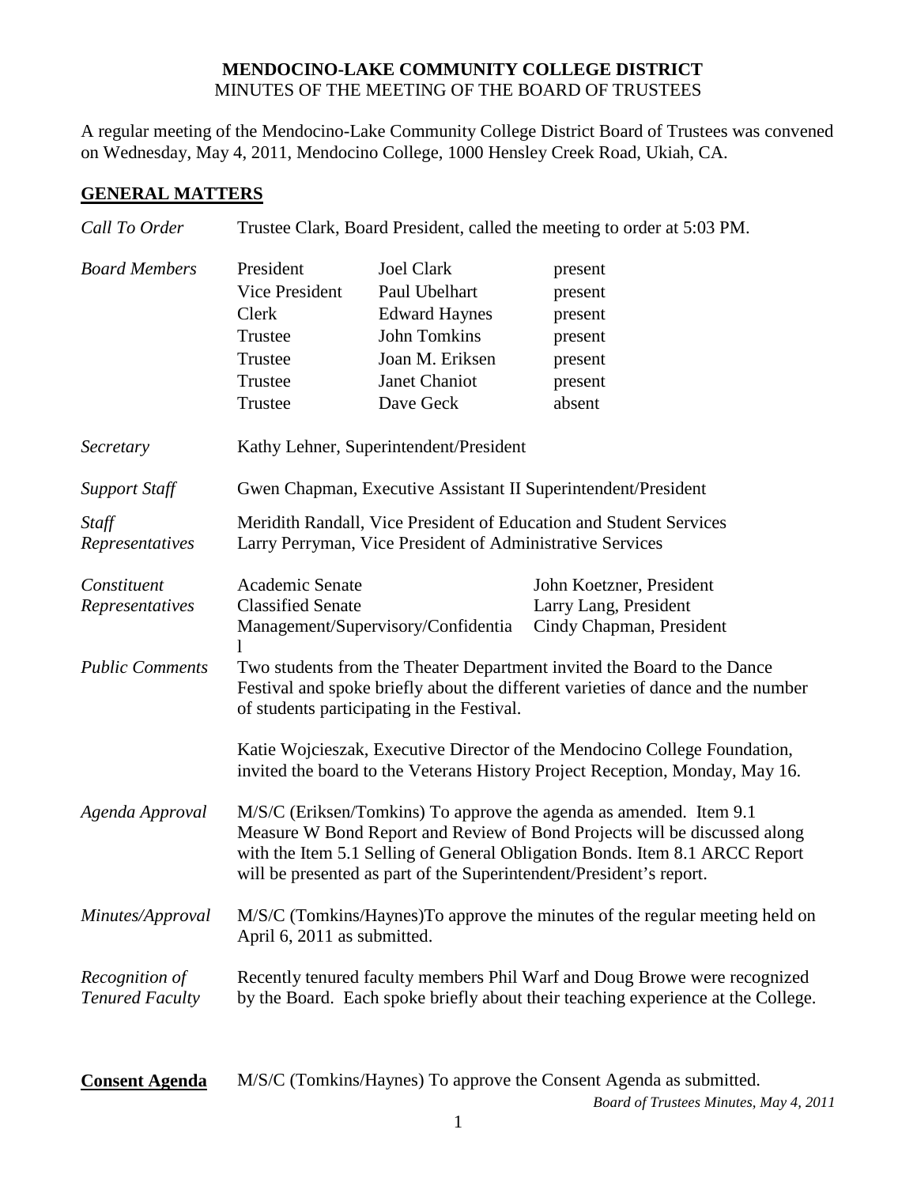# MENDOCINO-LAKE COMMUNITY COLLEGE DISTRICT
MINUTES OF THE MEETING OF THE BOARD OF TRUSTEES

A regular meeting of the Mendocino-Lake Community College District Board of Trustees was convened on Wednesday, May 4, 2011, Mendocino College, 1000 Hensley Creek Road, Ukiah, CA.

## GENERAL MATTERS

*Call To Order*

Trustee Clark, Board President, called the meeting to order at 5:03 PM.

*Board Members*

| | | |
|---|---|---|
| President | Joel Clark | present |
| Vice President | Paul Ubelhart | present |
| Clerk | Edward Haynes | present |
| Trustee | John Tomkins | present |
| Trustee | Joan M. Eriksen | present |
| Trustee | Janet Chaniot | present |
| Trustee | Dave Geck | absent |

*Secretary*

Kathy Lehner, Superintendent/President

*Support Staff*

Gwen Chapman, Executive Assistant II Superintendent/President

*Staff Representatives*

Meridith Randall, Vice President of Education and Student Services
Larry Perryman, Vice President of Administrative Services

*Constituent Representatives*

| | |
|---|---|
| Academic Senate | John Koetzner, President |
| Classified Senate | Larry Lang, President |
| Management/Supervisory/Confidential | Cindy Chapman, President |

*Public Comments*

Two students from the Theater Department invited the Board to the Dance Festival and spoke briefly about the different varieties of dance and the number of students participating in the Festival.

Katie Wojcieszak, Executive Director of the Mendocino College Foundation, invited the board to the Veterans History Project Reception, Monday, May 16.

*Agenda Approval*

M/S/C (Eriksen/Tomkins) To approve the agenda as amended. Item 9.1 Measure W Bond Report and Review of Bond Projects will be discussed along with the Item 5.1 Selling of General Obligation Bonds. Item 8.1 ARCC Report will be presented as part of the Superintendent/President's report.

*Minutes/Approval*

M/S/C (Tomkins/Haynes)To approve the minutes of the regular meeting held on April 6, 2011 as submitted.

*Recognition of Tenured Faculty*

Recently tenured faculty members Phil Warf and Doug Browe were recognized by the Board. Each spoke briefly about their teaching experience at the College.

**Consent Agenda**

M/S/C (Tomkins/Haynes) To approve the Consent Agenda as submitted.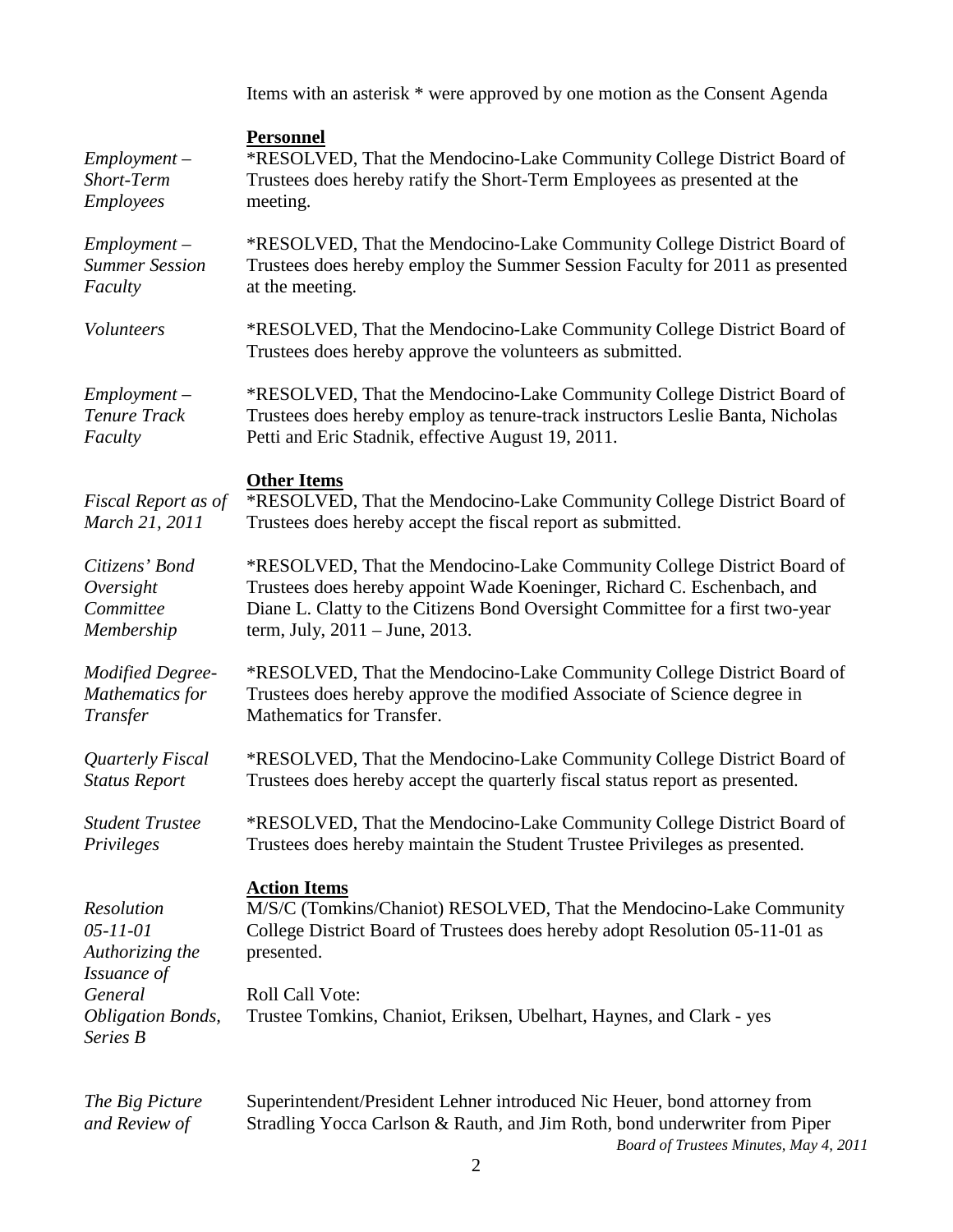Items with an asterisk * were approved by one motion as the Consent Agenda

**Personnel**

*Employment – Short-Term Employees*

*RESOLVED, That the Mendocino-Lake Community College District Board of Trustees does hereby ratify the Short-Term Employees as presented at the meeting.

*Employment – Summer Session Faculty*

*RESOLVED, That the Mendocino-Lake Community College District Board of Trustees does hereby employ the Summer Session Faculty for 2011 as presented at the meeting.

*Volunteers*

*RESOLVED, That the Mendocino-Lake Community College District Board of Trustees does hereby approve the volunteers as submitted.

*Employment – Tenure Track Faculty*

*RESOLVED, That the Mendocino-Lake Community College District Board of Trustees does hereby employ as tenure-track instructors Leslie Banta, Nicholas Petti and Eric Stadnik, effective August 19, 2011.

**Other Items**

*Fiscal Report as of March 21, 2011*

*RESOLVED, That the Mendocino-Lake Community College District Board of Trustees does hereby accept the fiscal report as submitted.

*Citizens' Bond Oversight Committee Membership*

*RESOLVED, That the Mendocino-Lake Community College District Board of Trustees does hereby appoint Wade Koeninger, Richard C. Eschenbach, and Diane L. Clatty to the Citizens Bond Oversight Committee for a first two-year term, July, 2011 – June, 2013.

*Modified Degree-Mathematics for Transfer*

*RESOLVED, That the Mendocino-Lake Community College District Board of Trustees does hereby approve the modified Associate of Science degree in Mathematics for Transfer.

*Quarterly Fiscal Status Report*

*RESOLVED, That the Mendocino-Lake Community College District Board of Trustees does hereby accept the quarterly fiscal status report as presented.

*Student Trustee Privileges*

*RESOLVED, That the Mendocino-Lake Community College District Board of Trustees does hereby maintain the Student Trustee Privileges as presented.

**Action Items**

*Resolution 05-11-01 Authorizing the Issuance of General Obligation Bonds, Series B*

M/S/C (Tomkins/Chaniot) RESOLVED, That the Mendocino-Lake Community College District Board of Trustees does hereby adopt Resolution 05-11-01 as presented.

Roll Call Vote:
Trustee Tomkins, Chaniot, Eriksen, Ubelhart, Haynes, and Clark - yes

*The Big Picture and Review of*

Superintendent/President Lehner introduced Nic Heuer, bond attorney from Stradling Yocca Carlson & Rauth, and Jim Roth, bond underwriter from Piper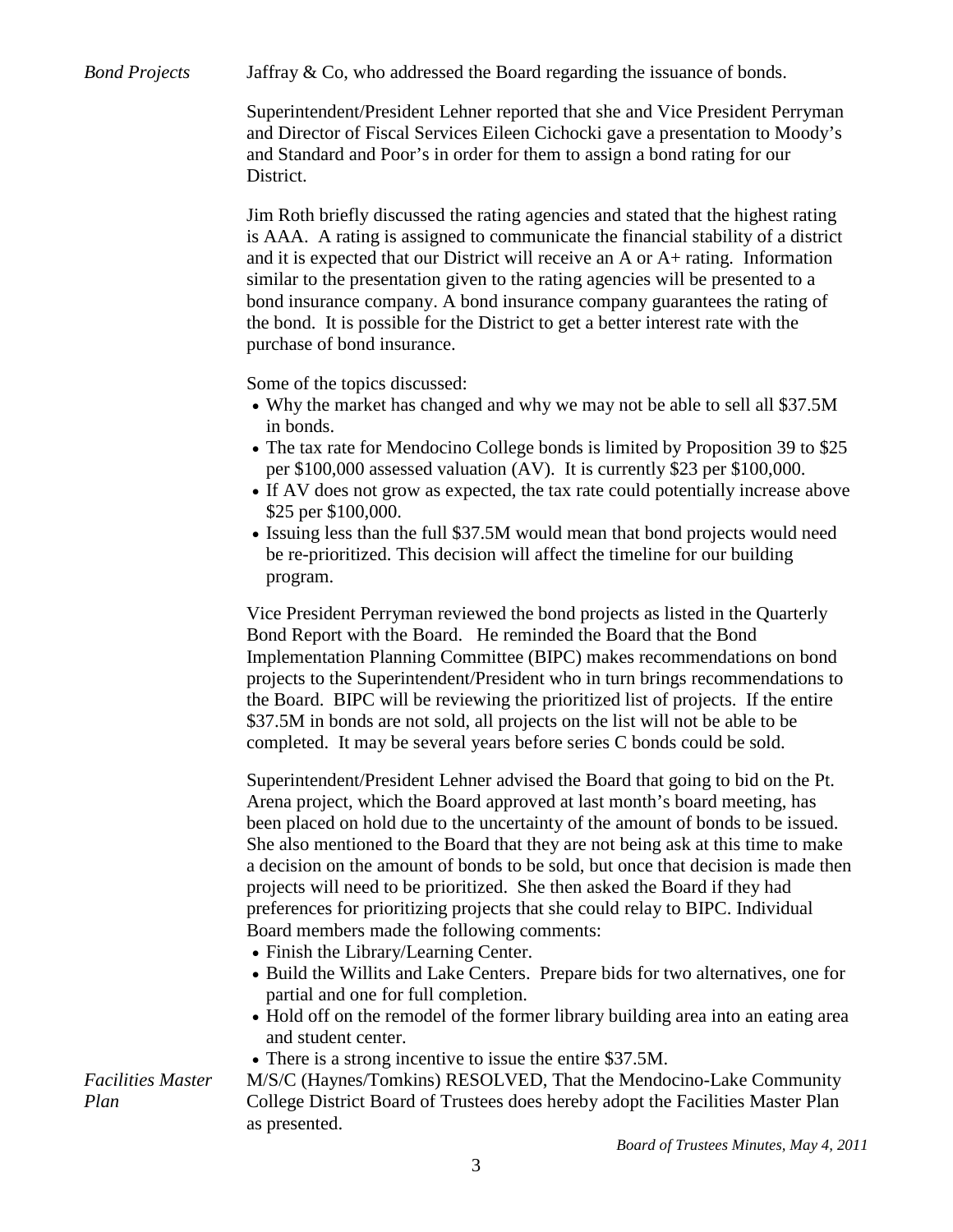*Bond Projects*

Jaffray & Co, who addressed the Board regarding the issuance of bonds.

Superintendent/President Lehner reported that she and Vice President Perryman and Director of Fiscal Services Eileen Cichocki gave a presentation to Moody's and Standard and Poor's in order for them to assign a bond rating for our District.

Jim Roth briefly discussed the rating agencies and stated that the highest rating is AAA. A rating is assigned to communicate the financial stability of a district and it is expected that our District will receive an A or A+ rating. Information similar to the presentation given to the rating agencies will be presented to a bond insurance company. A bond insurance company guarantees the rating of the bond. It is possible for the District to get a better interest rate with the purchase of bond insurance.

Some of the topics discussed:

- Why the market has changed and why we may not be able to sell all $37.5M in bonds.
- The tax rate for Mendocino College bonds is limited by Proposition 39 to $25 per $100,000 assessed valuation (AV). It is currently $23 per $100,000.
- If AV does not grow as expected, the tax rate could potentially increase above $25 per $100,000.
- Issuing less than the full $37.5M would mean that bond projects would need be re-prioritized. This decision will affect the timeline for our building program.

Vice President Perryman reviewed the bond projects as listed in the Quarterly Bond Report with the Board. He reminded the Board that the Bond Implementation Planning Committee (BIPC) makes recommendations on bond projects to the Superintendent/President who in turn brings recommendations to the Board. BIPC will be reviewing the prioritized list of projects. If the entire $37.5M in bonds are not sold, all projects on the list will not be able to be completed. It may be several years before series C bonds could be sold.

Superintendent/President Lehner advised the Board that going to bid on the Pt. Arena project, which the Board approved at last month's board meeting, has been placed on hold due to the uncertainty of the amount of bonds to be issued. She also mentioned to the Board that they are not being ask at this time to make a decision on the amount of bonds to be sold, but once that decision is made then projects will need to be prioritized. She then asked the Board if they had preferences for prioritizing projects that she could relay to BIPC. Individual Board members made the following comments:

- Finish the Library/Learning Center.
- Build the Willits and Lake Centers. Prepare bids for two alternatives, one for partial and one for full completion.
- Hold off on the remodel of the former library building area into an eating area and student center.
- There is a strong incentive to issue the entire $37.5M.

*Facilities Master Plan*

M/S/C (Haynes/Tomkins) RESOLVED, That the Mendocino-Lake Community College District Board of Trustees does hereby adopt the Facilities Master Plan as presented.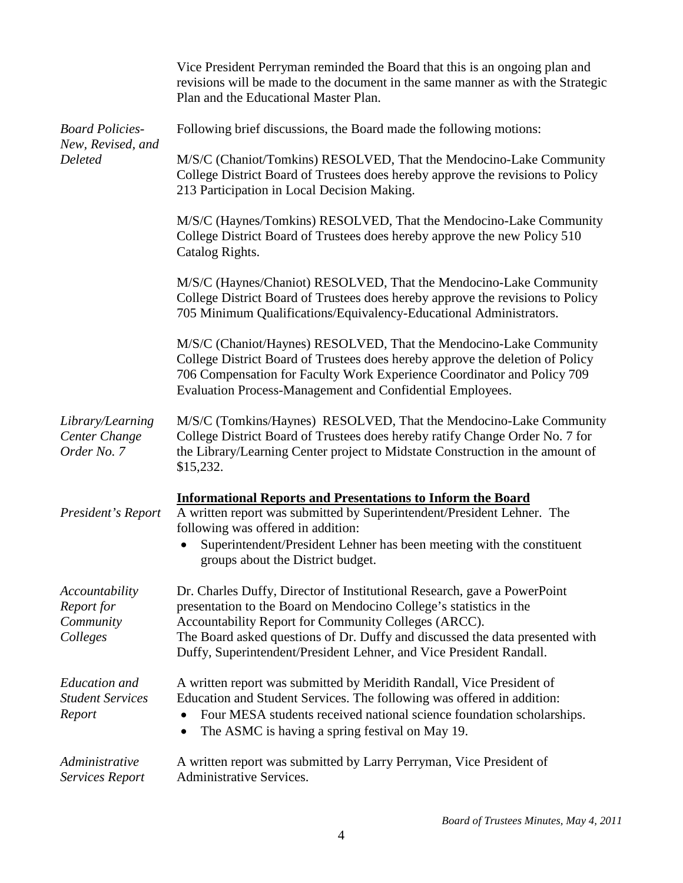Vice President Perryman reminded the Board that this is an ongoing plan and revisions will be made to the document in the same manner as with the Strategic Plan and the Educational Master Plan.

*Board Policies-New, Revised, and Deleted*

Following brief discussions, the Board made the following motions:

M/S/C (Chaniot/Tomkins) RESOLVED, That the Mendocino-Lake Community College District Board of Trustees does hereby approve the revisions to Policy 213 Participation in Local Decision Making.

M/S/C (Haynes/Tomkins) RESOLVED, That the Mendocino-Lake Community College District Board of Trustees does hereby approve the new Policy 510 Catalog Rights.

M/S/C (Haynes/Chaniot) RESOLVED, That the Mendocino-Lake Community College District Board of Trustees does hereby approve the revisions to Policy 705 Minimum Qualifications/Equivalency-Educational Administrators.

M/S/C (Chaniot/Haynes) RESOLVED, That the Mendocino-Lake Community College District Board of Trustees does hereby approve the deletion of Policy 706 Compensation for Faculty Work Experience Coordinator and Policy 709 Evaluation Process-Management and Confidential Employees.

*Library/Learning Center Change Order No. 7*

M/S/C (Tomkins/Haynes) RESOLVED, That the Mendocino-Lake Community College District Board of Trustees does hereby ratify Change Order No. 7 for the Library/Learning Center project to Midstate Construction in the amount of $15,232.

**Informational Reports and Presentations to Inform the Board**

*President's Report*

A written report was submitted by Superintendent/President Lehner. The following was offered in addition:

- Superintendent/President Lehner has been meeting with the constituent groups about the District budget.

*Accountability Report for Community Colleges*

Dr. Charles Duffy, Director of Institutional Research, gave a PowerPoint presentation to the Board on Mendocino College's statistics in the Accountability Report for Community Colleges (ARCC).
The Board asked questions of Dr. Duffy and discussed the data presented with Duffy, Superintendent/President Lehner, and Vice President Randall.

*Education and Student Services Report*

A written report was submitted by Meridith Randall, Vice President of Education and Student Services. The following was offered in addition:

- Four MESA students received national science foundation scholarships.
- The ASMC is having a spring festival on May 19.

*Administrative Services Report*

A written report was submitted by Larry Perryman, Vice President of Administrative Services.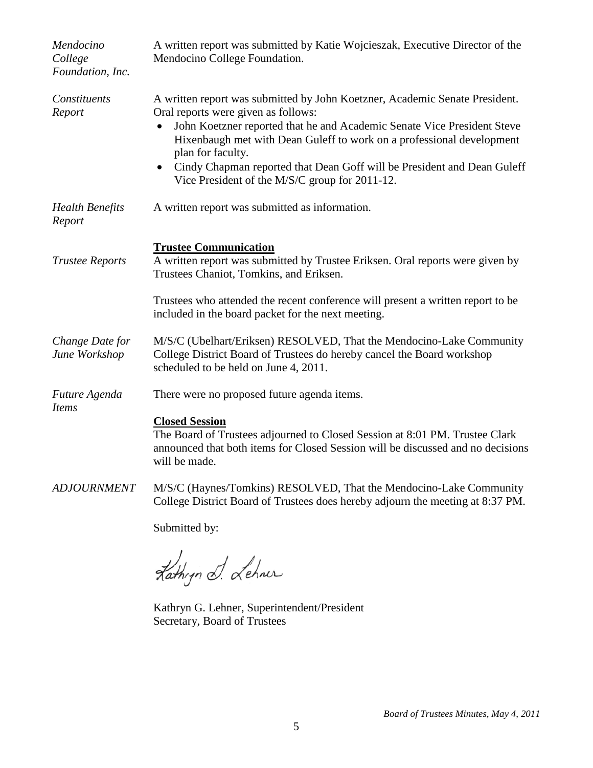*Mendocino College Foundation, Inc.*

A written report was submitted by Katie Wojcieszak, Executive Director of the Mendocino College Foundation.

*Constituents Report*

A written report was submitted by John Koetzner, Academic Senate President. Oral reports were given as follows:

- John Koetzner reported that he and Academic Senate Vice President Steve Hixenbaugh met with Dean Guleff to work on a professional development plan for faculty.
- Cindy Chapman reported that Dean Goff will be President and Dean Guleff Vice President of the M/S/C group for 2011-12.

*Health Benefits Report*

A written report was submitted as information.

**Trustee Communication**

*Trustee Reports*

A written report was submitted by Trustee Eriksen. Oral reports were given by Trustees Chaniot, Tomkins, and Eriksen.

Trustees who attended the recent conference will present a written report to be included in the board packet for the next meeting.

*Change Date for June Workshop*

M/S/C (Ubelhart/Eriksen) RESOLVED, That the Mendocino-Lake Community College District Board of Trustees do hereby cancel the Board workshop scheduled to be held on June 4, 2011.

*Future Agenda Items*

There were no proposed future agenda items.

**Closed Session**

The Board of Trustees adjourned to Closed Session at 8:01 PM. Trustee Clark announced that both items for Closed Session will be discussed and no decisions will be made.

*ADJOURNMENT*

M/S/C (Haynes/Tomkins) RESOLVED, That the Mendocino-Lake Community College District Board of Trustees does hereby adjourn the meeting at 8:37 PM.

Submitted by:

Kathryn G. Lehner

Kathryn G. Lehner, Superintendent/President
Secretary, Board of Trustees